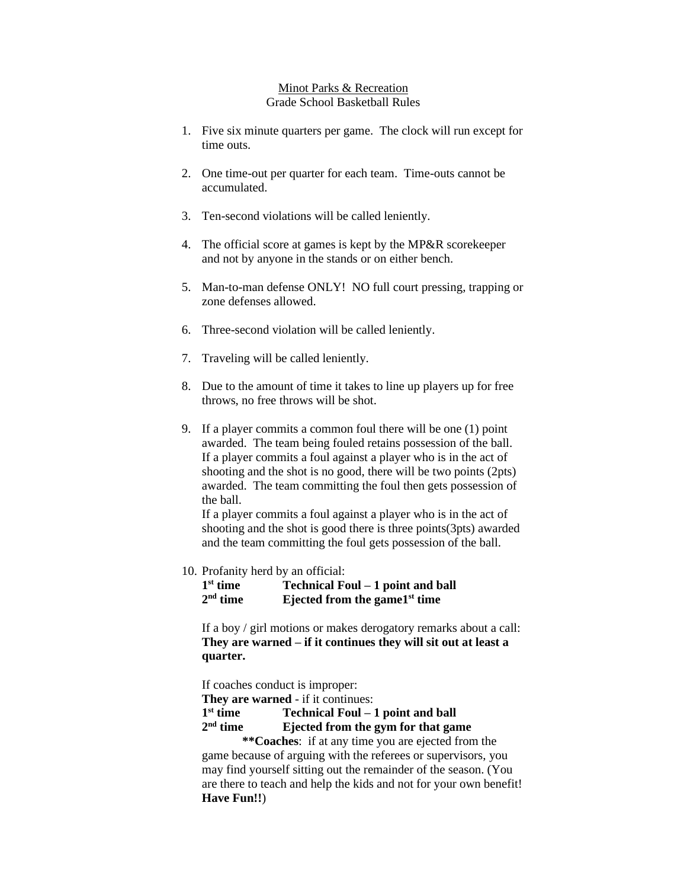Minot Parks & Recreation
Grade School Basketball Rules

1. Five six minute quarters per game. The clock will run except for time outs.

2. One time-out per quarter for each team. Time-outs cannot be accumulated.

3. Ten-second violations will be called leniently.

4. The official score at games is kept by the MP&R scorekeeper and not by anyone in the stands or on either bench.

5. Man-to-man defense ONLY! NO full court pressing, trapping or zone defenses allowed.

6. Three-second violation will be called leniently.

7. Traveling will be called leniently.

8. Due to the amount of time it takes to line up players up for free throws, no free throws will be shot.

9. If a player commits a common foul there will be one (1) point awarded. The team being fouled retains possession of the ball. If a player commits a foul against a player who is in the act of shooting and the shot is no good, there will be two points (2pts) awarded. The team committing the foul then gets possession of the ball.
   If a player commits a foul against a player who is in the act of shooting and the shot is good there is three points(3pts) awarded and the team committing the foul gets possession of the ball.

10. Profanity herd by an official:
    **1st time** **Technical Foul – 1 point and ball**
    **2nd time** **Ejected from the game1st time**

    If a boy / girl motions or makes derogatory remarks about a call: **They are warned – if it continues they will sit out at least a quarter.**

    If coaches conduct is improper:
    **They are warned** - if it continues:
    **1st time** **Technical Foul – 1 point and ball**
    **2nd time** **Ejected from the gym for that game**
    **\*\*Coaches**: if at any time you are ejected from the game because of arguing with the referees or supervisors, you may find yourself sitting out the remainder of the season. (You are there to teach and help the kids and not for your own benefit! **Have Fun!!**)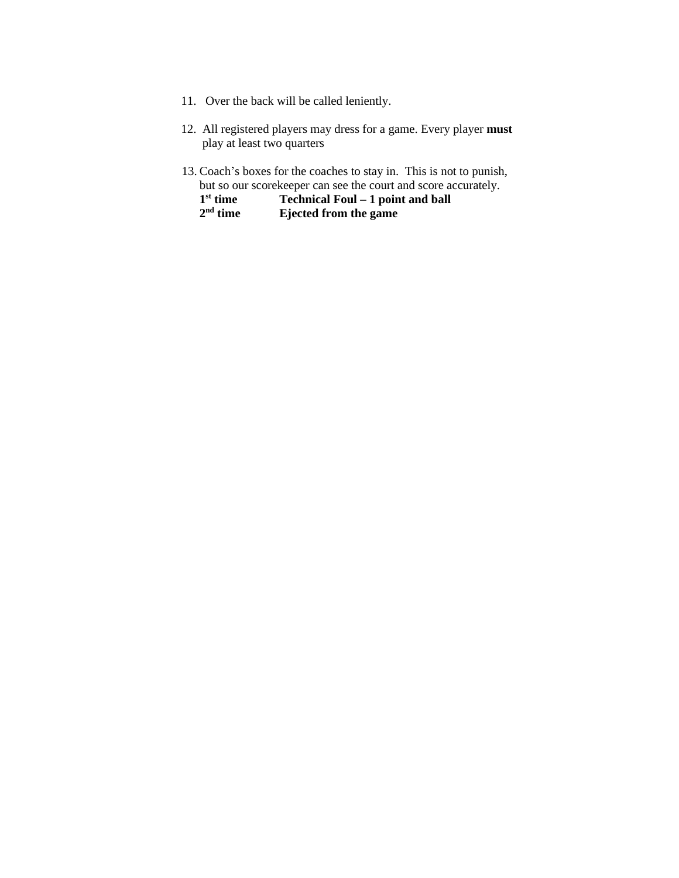11. Over the back will be called leniently.

12. All registered players may dress for a game. Every player **must** play at least two quarters

13. Coach's boxes for the coaches to stay in. This is not to punish, but so our scorekeeper can see the court and score accurately.
    **1st time  Technical Foul – 1 point and ball**
    **2nd time  Ejected from the game**